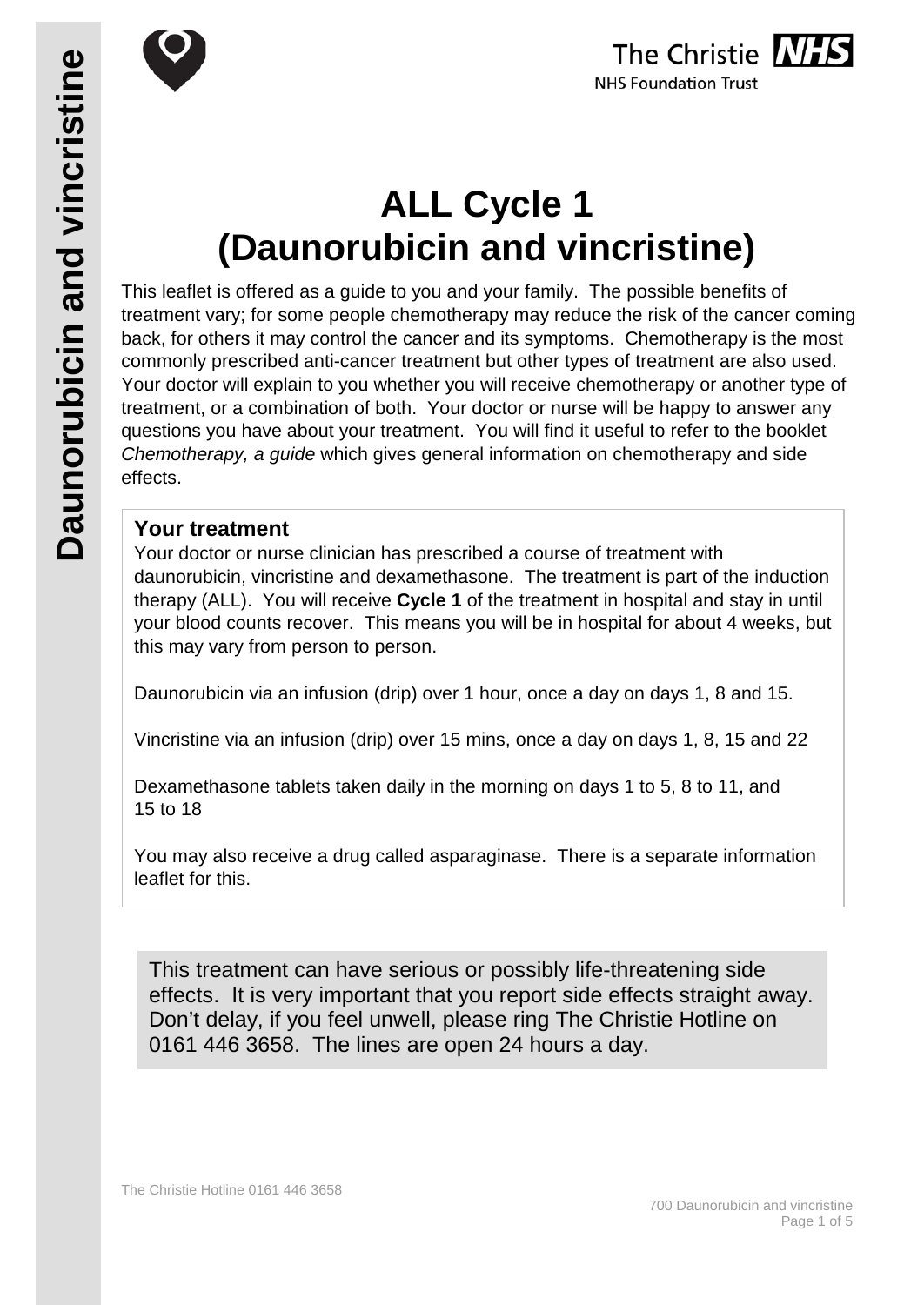# ALL Cycle 1 (Daunorubicin and vincristine)

This leaflet is offered as a guide to you and your family. The possible benefits of treatment vary; for some people chemotherapy may reduce the risk of the cancer coming back, for others it may control the cancer and its symptoms. Chemotherapy is the most commonly prescribed anti-cancer treatment but other types of treatment are also used. Your doctor will explain to you whether you will receive chemotherapy or another type of treatment, or a combination of both. Your doctor or nurse will be happy to answer any questions you have about your treatment. You will find it useful to refer to the booklet *Chemotherapy, a guide* which gives general information on chemotherapy and side effects.

## Your treatment

Your doctor or nurse clinician has prescribed a course of treatment with daunorubicin, vincristine and dexamethasone. The treatment is part of the induction therapy (ALL). You will receive **Cycle 1** of the treatment in hospital and stay in until your blood counts recover. This means you will be in hospital for about 4 weeks, but this may vary from person to person.

Daunorubicin via an infusion (drip) over 1 hour, once a day on days 1, 8 and 15.

Vincristine via an infusion (drip) over 15 mins, once a day on days 1, 8, 15 and 22

Dexamethasone tablets taken daily in the morning on days 1 to 5, 8 to 11, and 15 to 18

You may also receive a drug called asparaginase. There is a separate information leaflet for this.

This treatment can have serious or possibly life-threatening side effects. It is very important that you report side effects straight away. Don't delay, if you feel unwell, please ring The Christie Hotline on 0161 446 3658. The lines are open 24 hours a day.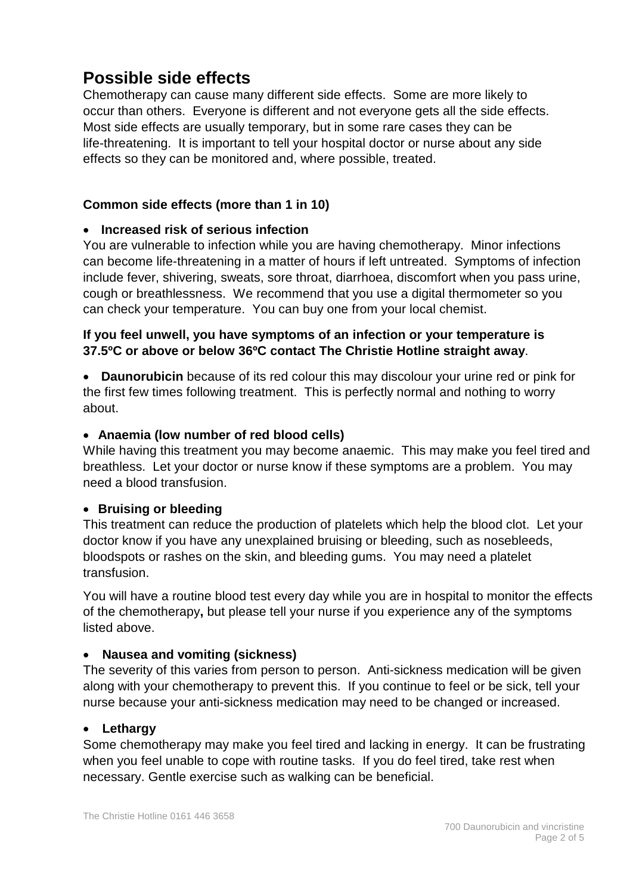## Possible side effects

Chemotherapy can cause many different side effects. Some are more likely to occur than others. Everyone is different and not everyone gets all the side effects. Most side effects are usually temporary, but in some rare cases they can be life-threatening. It is important to tell your hospital doctor or nurse about any side effects so they can be monitored and, where possible, treated.

### Common side effects (more than 1 in 10)

- **Increased risk of serious infection**

You are vulnerable to infection while you are having chemotherapy. Minor infections can become life-threatening in a matter of hours if left untreated. Symptoms of infection include fever, shivering, sweats, sore throat, diarrhoea, discomfort when you pass urine, cough or breathlessness. We recommend that you use a digital thermometer so you can check your temperature. You can buy one from your local chemist.

**If you feel unwell, you have symptoms of an infection or your temperature is 37.5ºC or above or below 36ºC contact The Christie Hotline straight away**.

- **Daunorubicin** because of its red colour this may discolour your urine red or pink for the first few times following treatment. This is perfectly normal and nothing to worry about.

- **Anaemia (low number of red blood cells)**

While having this treatment you may become anaemic. This may make you feel tired and breathless. Let your doctor or nurse know if these symptoms are a problem. You may need a blood transfusion.

- **Bruising or bleeding**

This treatment can reduce the production of platelets which help the blood clot. Let your doctor know if you have any unexplained bruising or bleeding, such as nosebleeds, bloodspots or rashes on the skin, and bleeding gums. You may need a platelet transfusion.

You will have a routine blood test every day while you are in hospital to monitor the effects of the chemotherapy**,** but please tell your nurse if you experience any of the symptoms listed above.

- **Nausea and vomiting (sickness)**

The severity of this varies from person to person. Anti-sickness medication will be given along with your chemotherapy to prevent this. If you continue to feel or be sick, tell your nurse because your anti-sickness medication may need to be changed or increased.

- **Lethargy**

Some chemotherapy may make you feel tired and lacking in energy. It can be frustrating when you feel unable to cope with routine tasks. If you do feel tired, take rest when necessary. Gentle exercise such as walking can be beneficial.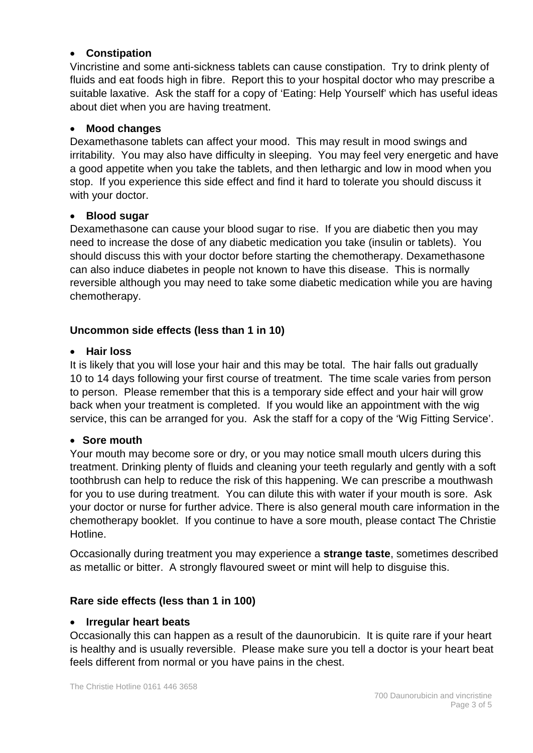- **Constipation**

Vincristine and some anti-sickness tablets can cause constipation. Try to drink plenty of fluids and eat foods high in fibre. Report this to your hospital doctor who may prescribe a suitable laxative. Ask the staff for a copy of 'Eating: Help Yourself' which has useful ideas about diet when you are having treatment.

- **Mood changes**

Dexamethasone tablets can affect your mood. This may result in mood swings and irritability. You may also have difficulty in sleeping. You may feel very energetic and have a good appetite when you take the tablets, and then lethargic and low in mood when you stop. If you experience this side effect and find it hard to tolerate you should discuss it with your doctor.

- **Blood sugar**

Dexamethasone can cause your blood sugar to rise. If you are diabetic then you may need to increase the dose of any diabetic medication you take (insulin or tablets). You should discuss this with your doctor before starting the chemotherapy. Dexamethasone can also induce diabetes in people not known to have this disease. This is normally reversible although you may need to take some diabetic medication while you are having chemotherapy.

### Uncommon side effects (less than 1 in 10)

- **Hair loss**

It is likely that you will lose your hair and this may be total. The hair falls out gradually 10 to 14 days following your first course of treatment. The time scale varies from person to person. Please remember that this is a temporary side effect and your hair will grow back when your treatment is completed. If you would like an appointment with the wig service, this can be arranged for you. Ask the staff for a copy of the 'Wig Fitting Service'.

- **Sore mouth**

Your mouth may become sore or dry, or you may notice small mouth ulcers during this treatment. Drinking plenty of fluids and cleaning your teeth regularly and gently with a soft toothbrush can help to reduce the risk of this happening. We can prescribe a mouthwash for you to use during treatment. You can dilute this with water if your mouth is sore. Ask your doctor or nurse for further advice. There is also general mouth care information in the chemotherapy booklet. If you continue to have a sore mouth, please contact The Christie Hotline.

Occasionally during treatment you may experience a **strange taste**, sometimes described as metallic or bitter. A strongly flavoured sweet or mint will help to disguise this.

### Rare side effects (less than 1 in 100)

- **Irregular heart beats**

Occasionally this can happen as a result of the daunorubicin. It is quite rare if your heart is healthy and is usually reversible. Please make sure you tell a doctor is your heart beat feels different from normal or you have pains in the chest.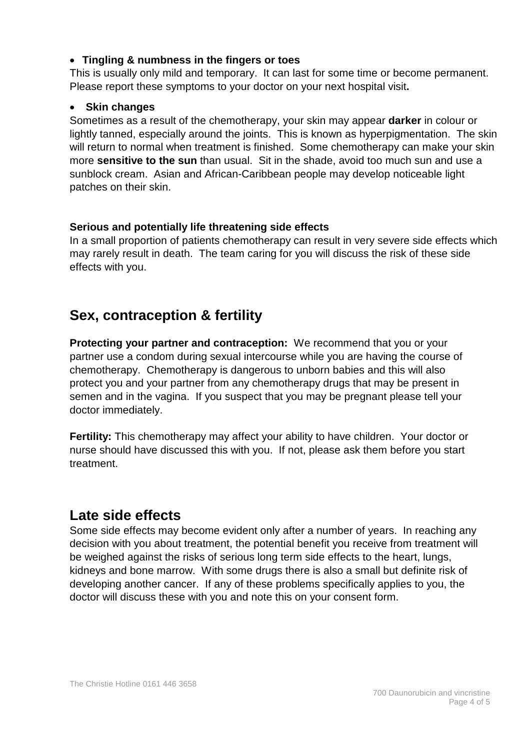- **Tingling & numbness in the fingers or toes**

This is usually only mild and temporary. It can last for some time or become permanent. Please report these symptoms to your doctor on your next hospital visit**.**

- **Skin changes**

Sometimes as a result of the chemotherapy, your skin may appear **darker** in colour or lightly tanned, especially around the joints. This is known as hyperpigmentation. The skin will return to normal when treatment is finished. Some chemotherapy can make your skin more **sensitive to the sun** than usual. Sit in the shade, avoid too much sun and use a sunblock cream. Asian and African-Caribbean people may develop noticeable light patches on their skin.

**Serious and potentially life threatening side effects**

In a small proportion of patients chemotherapy can result in very severe side effects which may rarely result in death. The team caring for you will discuss the risk of these side effects with you.

## Sex, contraception & fertility

**Protecting your partner and contraception:** We recommend that you or your partner use a condom during sexual intercourse while you are having the course of chemotherapy. Chemotherapy is dangerous to unborn babies and this will also protect you and your partner from any chemotherapy drugs that may be present in semen and in the vagina. If you suspect that you may be pregnant please tell your doctor immediately.

**Fertility:** This chemotherapy may affect your ability to have children. Your doctor or nurse should have discussed this with you. If not, please ask them before you start treatment.

## Late side effects

Some side effects may become evident only after a number of years. In reaching any decision with you about treatment, the potential benefit you receive from treatment will be weighed against the risks of serious long term side effects to the heart, lungs, kidneys and bone marrow. With some drugs there is also a small but definite risk of developing another cancer. If any of these problems specifically applies to you, the doctor will discuss these with you and note this on your consent form.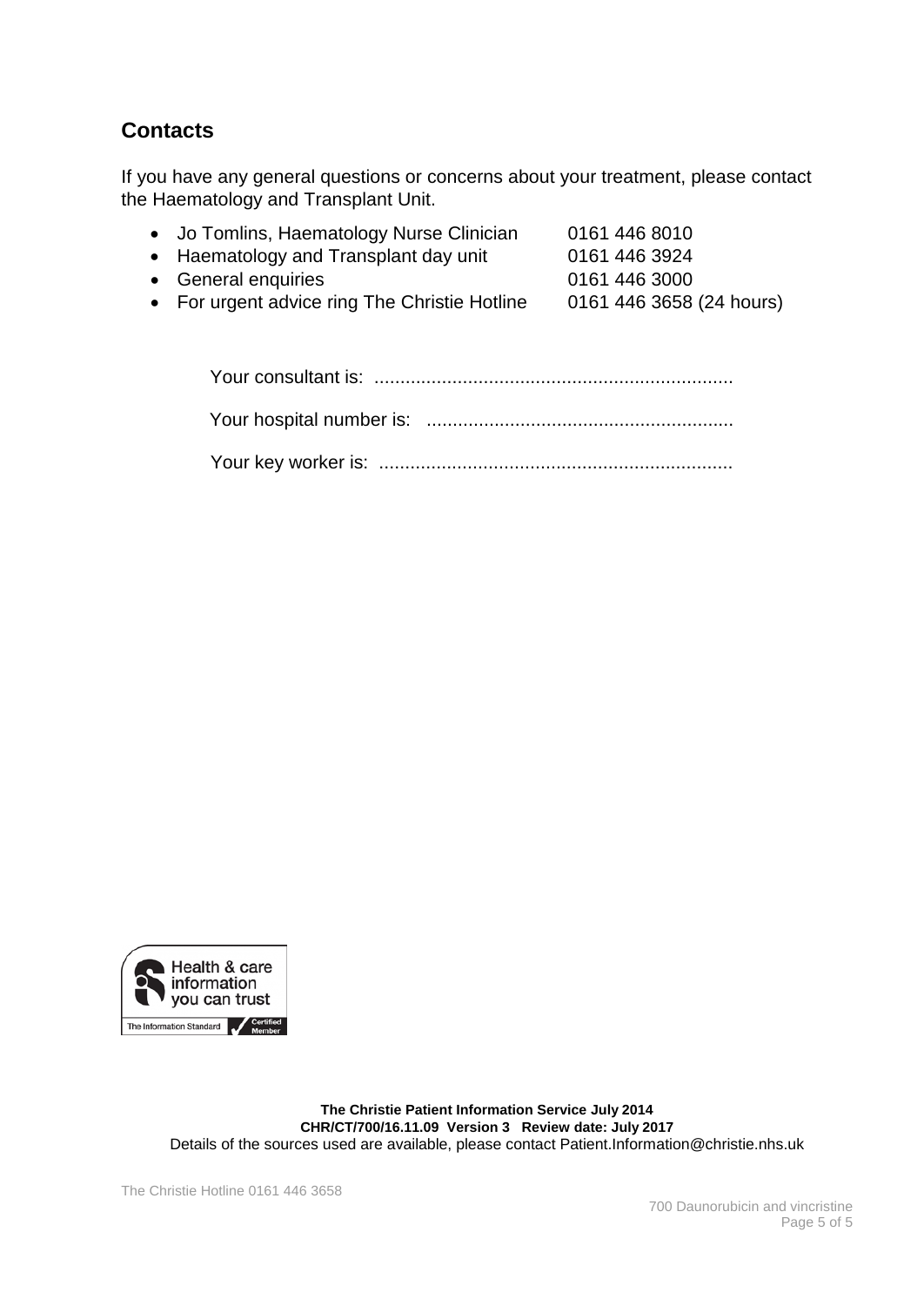## Contacts

If you have any general questions or concerns about your treatment, please contact the Haematology and Transplant Unit.

- Jo Tomlins, Haematology Nurse Clinician 0161 446 8010
- Haematology and Transplant day unit 0161 446 3924
- General enquiries 0161 446 3000
- For urgent advice ring The Christie Hotline 0161 446 3658 (24 hours)

Your consultant is: ....................................................................

Your hospital number is: ..........................................................

Your key worker is: ...................................................................

Health & care information you can trust

The Information Standard Certified Member

**The Christie Patient Information Service July 2014**
**CHR/CT/700/16.11.09 Version 3 Review date: July 2017**
Details of the sources used are available, please contact Patient.Information@christie.nhs.uk